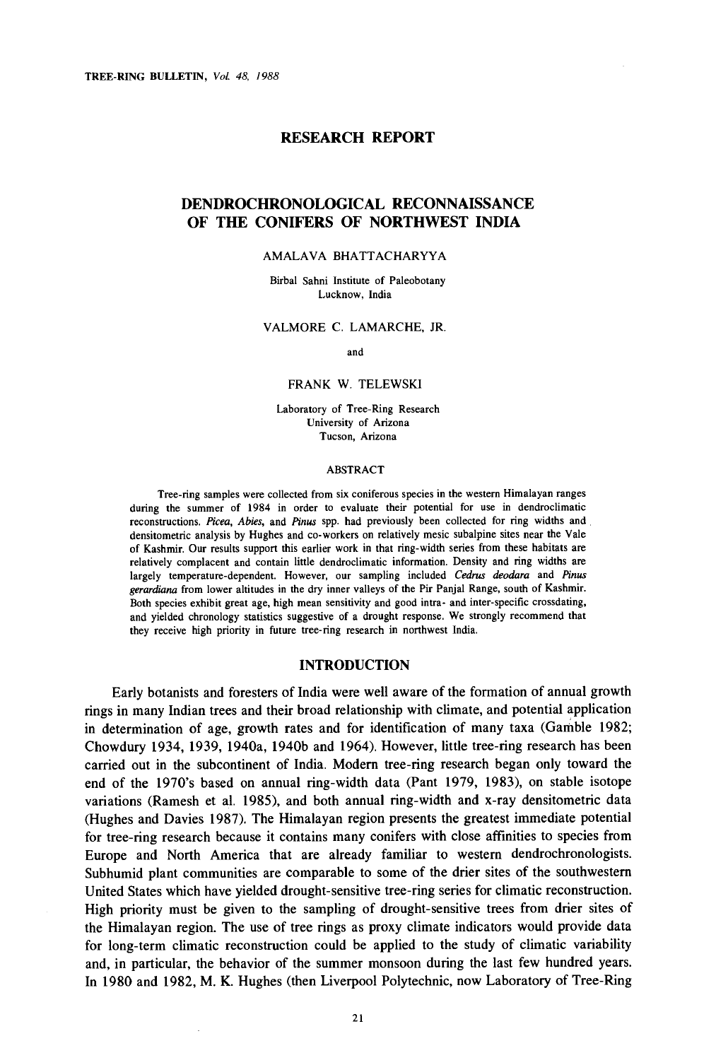# RESEARCH REPORT

## DENDROCHRONOLOGICAL RECONNAISSANCE OF THE CONIFERS OF NORTHWEST INDIA

AMALAVA BHATTACHARYYA

Birbal Sahni Institute of Paleobotany
Lucknow, India

VALMORE C. LAMARCHE, JR.

and

FRANK W. TELEWSKI

Laboratory of Tree-Ring Research
University of Arizona
Tucson, Arizona

### ABSTRACT

Tree-ring samples were collected from six coniferous species in the western Himalayan ranges during the summer of 1984 in order to evaluate their potential for use in dendroclimatic reconstructions. *Picea*, *Abies*, and *Pinus* spp. had previously been collected for ring widths and densitometric analysis by Hughes and co-workers on relatively mesic subalpine sites near the Vale of Kashmir. Our results support this earlier work in that ring-width series from these habitats are relatively complacent and contain little dendroclimatic information. Density and ring widths are largely temperature-dependent. However, our sampling included *Cedrus deodara* and *Pinus gerardiana* from lower altitudes in the dry inner valleys of the Pir Panjal Range, south of Kashmir. Both species exhibit great age, high mean sensitivity and good intra- and inter-specific crossdating, and yielded chronology statistics suggestive of a drought response. We strongly recommend that they receive high priority in future tree-ring research in northwest India.

### INTRODUCTION

Early botanists and foresters of India were well aware of the formation of annual growth rings in many Indian trees and their broad relationship with climate, and potential application in determination of age, growth rates and for identification of many taxa (Gamble 1982; Chowdury 1934, 1939, 1940a, 1940b and 1964). However, little tree-ring research has been carried out in the subcontinent of India. Modern tree-ring research began only toward the end of the 1970's based on annual ring-width data (Pant 1979, 1983), on stable isotope variations (Ramesh et al. 1985), and both annual ring-width and x-ray densitometric data (Hughes and Davies 1987). The Himalayan region presents the greatest immediate potential for tree-ring research because it contains many conifers with close affinities to species from Europe and North America that are already familiar to western dendrochronologists. Subhumid plant communities are comparable to some of the drier sites of the southwestern United States which have yielded drought-sensitive tree-ring series for climatic reconstruction. High priority must be given to the sampling of drought-sensitive trees from drier sites of the Himalayan region. The use of tree rings as proxy climate indicators would provide data for long-term climatic reconstruction could be applied to the study of climatic variability and, in particular, the behavior of the summer monsoon during the last few hundred years. In 1980 and 1982, M. K. Hughes (then Liverpool Polytechnic, now Laboratory of Tree-Ring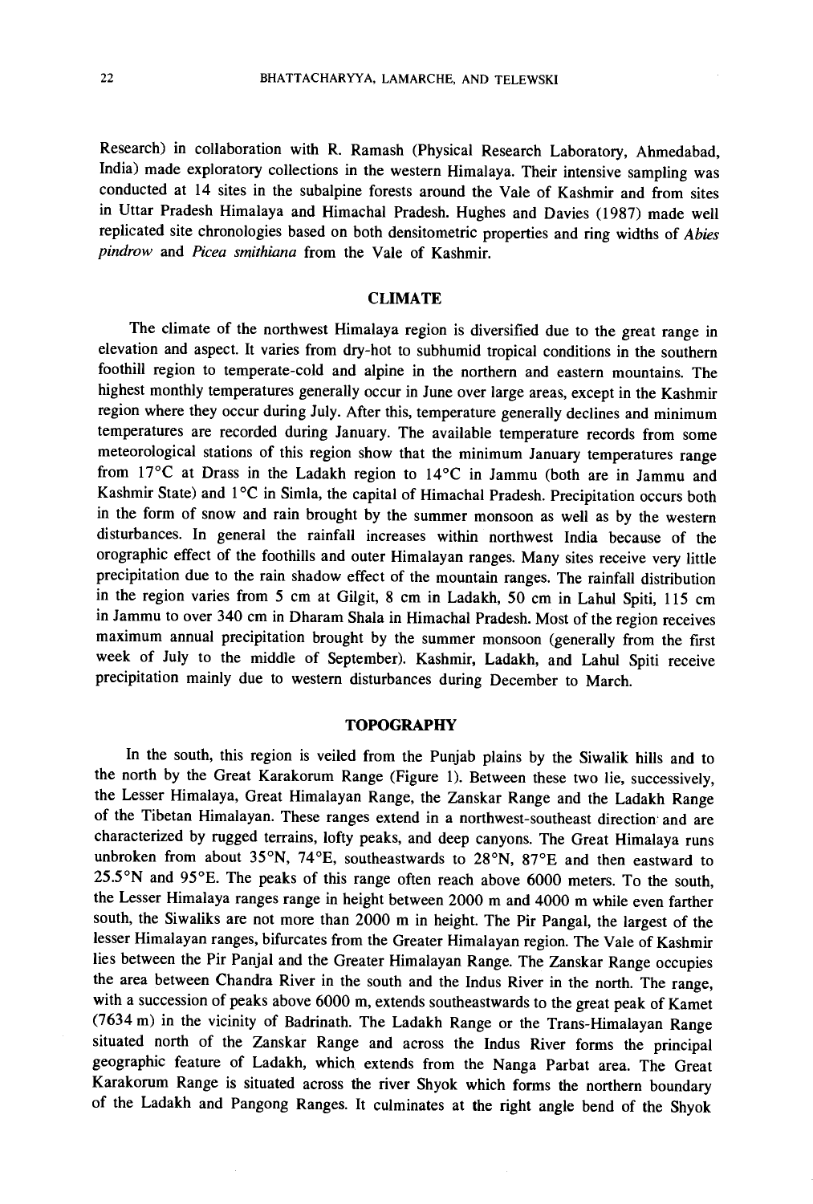Research) in collaboration with R. Ramash (Physical Research Laboratory, Ahmedabad, India) made exploratory collections in the western Himalaya. Their intensive sampling was conducted at 14 sites in the subalpine forests around the Vale of Kashmir and from sites in Uttar Pradesh Himalaya and Himachal Pradesh. Hughes and Davies (1987) made well replicated site chronologies based on both densitometric properties and ring widths of *Abies pindrow* and *Picea smithiana* from the Vale of Kashmir.

## CLIMATE

The climate of the northwest Himalaya region is diversified due to the great range in elevation and aspect. It varies from dry-hot to subhumid tropical conditions in the southern foothill region to temperate-cold and alpine in the northern and eastern mountains. The highest monthly temperatures generally occur in June over large areas, except in the Kashmir region where they occur during July. After this, temperature generally declines and minimum temperatures are recorded during January. The available temperature records from some meteorological stations of this region show that the minimum January temperatures range from 17°C at Drass in the Ladakh region to 14°C in Jammu (both are in Jammu and Kashmir State) and 1°C in Simla, the capital of Himachal Pradesh. Precipitation occurs both in the form of snow and rain brought by the summer monsoon as well as by the western disturbances. In general the rainfall increases within northwest India because of the orographic effect of the foothills and outer Himalayan ranges. Many sites receive very little precipitation due to the rain shadow effect of the mountain ranges. The rainfall distribution in the region varies from 5 cm at Gilgit, 8 cm in Ladakh, 50 cm in Lahul Spiti, 115 cm in Jammu to over 340 cm in Dharam Shala in Himachal Pradesh. Most of the region receives maximum annual precipitation brought by the summer monsoon (generally from the first week of July to the middle of September). Kashmir, Ladakh, and Lahul Spiti receive precipitation mainly due to western disturbances during December to March.

## TOPOGRAPHY

In the south, this region is veiled from the Punjab plains by the Siwalik hills and to the north by the Great Karakorum Range (Figure 1). Between these two lie, successively, the Lesser Himalaya, Great Himalayan Range, the Zanskar Range and the Ladakh Range of the Tibetan Himalayan. These ranges extend in a northwest-southeast direction and are characterized by rugged terrains, lofty peaks, and deep canyons. The Great Himalaya runs unbroken from about 35°N, 74°E, southeastwards to 28°N, 87°E and then eastward to 25.5°N and 95°E. The peaks of this range often reach above 6000 meters. To the south, the Lesser Himalaya ranges range in height between 2000 m and 4000 m while even farther south, the Siwaliks are not more than 2000 m in height. The Pir Pangal, the largest of the lesser Himalayan ranges, bifurcates from the Greater Himalayan region. The Vale of Kashmir lies between the Pir Panjal and the Greater Himalayan Range. The Zanskar Range occupies the area between Chandra River in the south and the Indus River in the north. The range, with a succession of peaks above 6000 m, extends southeastwards to the great peak of Kamet (7634 m) in the vicinity of Badrinath. The Ladakh Range or the Trans-Himalayan Range situated north of the Zanskar Range and across the Indus River forms the principal geographic feature of Ladakh, which extends from the Nanga Parbat area. The Great Karakorum Range is situated across the river Shyok which forms the northern boundary of the Ladakh and Pangong Ranges. It culminates at the right angle bend of the Shyok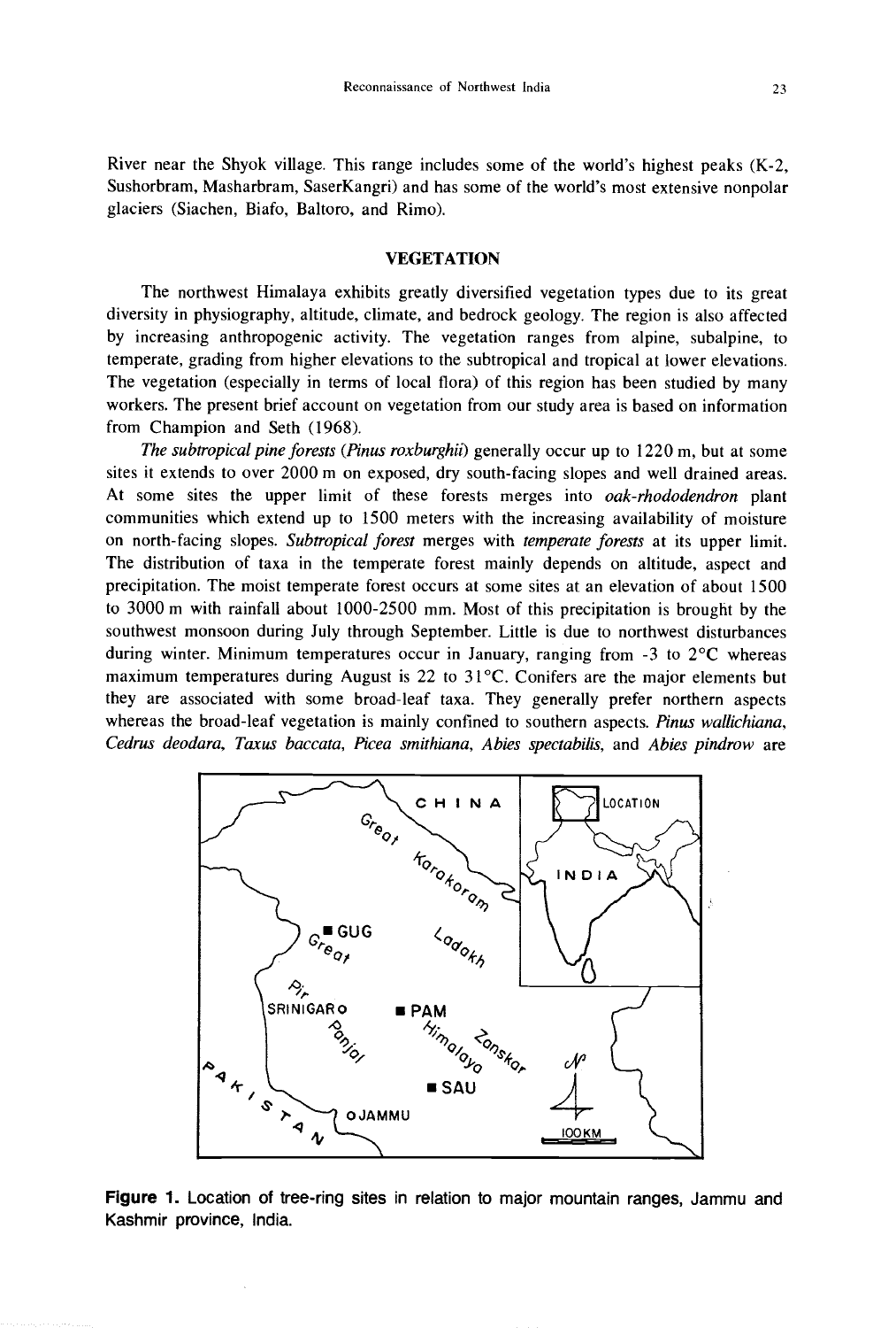River near the Shyok village. This range includes some of the world's highest peaks (K-2, Sushorbram, Masharbram, SaserKangri) and has some of the world's most extensive nonpolar glaciers (Siachen, Biafo, Baltoro, and Rimo).

## VEGETATION

The northwest Himalaya exhibits greatly diversified vegetation types due to its great diversity in physiography, altitude, climate, and bedrock geology. The region is also affected by increasing anthropogenic activity. The vegetation ranges from alpine, subalpine, to temperate, grading from higher elevations to the subtropical and tropical at lower elevations. The vegetation (especially in terms of local flora) of this region has been studied by many workers. The present brief account on vegetation from our study area is based on information from Champion and Seth (1968).

*The subtropical pine forests (Pinus roxburghii)* generally occur up to 1220 m, but at some sites it extends to over 2000 m on exposed, dry south-facing slopes and well drained areas. At some sites the upper limit of these forests merges into *oak-rhododendron* plant communities which extend up to 1500 meters with the increasing availability of moisture on north-facing slopes. *Subtropical forest* merges with *temperate forests* at its upper limit. The distribution of taxa in the temperate forest mainly depends on altitude, aspect and precipitation. The moist temperate forest occurs at some sites at an elevation of about 1500 to 3000 m with rainfall about 1000-2500 mm. Most of this precipitation is brought by the southwest monsoon during July through September. Little is due to northwest disturbances during winter. Minimum temperatures occur in January, ranging from -3 to 2°C whereas maximum temperatures during August is 22 to 31°C. Conifers are the major elements but they are associated with some broad-leaf taxa. They generally prefer northern aspects whereas the broad-leaf vegetation is mainly confined to southern aspects. *Pinus wallichiana, Cedrus deodara, Taxus baccata, Picea smithiana, Abies spectabilis,* and *Abies pindrow* are

**Figure 1.** Location of tree-ring sites in relation to major mountain ranges, Jammu and Kashmir province, India.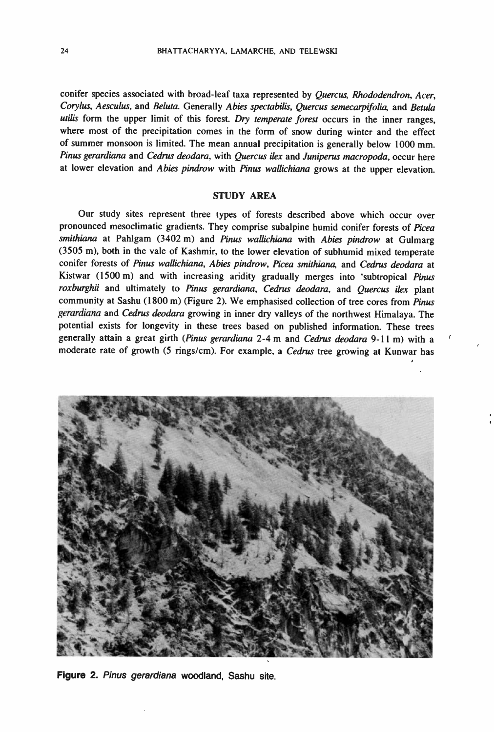conifer species associated with broad-leaf taxa represented by *Quercus*, *Rhododendron*, *Acer*, *Corylus*, *Aesculus*, and *Beluta*. Generally *Abies spectabilis*, *Quercus semecarpifolia*, and *Betula utilis* form the upper limit of this forest. *Dry temperate forest* occurs in the inner ranges, where most of the precipitation comes in the form of snow during winter and the effect of summer monsoon is limited. The mean annual precipitation is generally below 1000 mm. *Pinus gerardiana* and *Cedrus deodara*, with *Quercus ilex* and *Juniperus macropoda*, occur here at lower elevation and *Abies pindrow* with *Pinus wallichiana* grows at the upper elevation.

## STUDY AREA

Our study sites represent three types of forests described above which occur over pronounced mesoclimatic gradients. They comprise subalpine humid conifer forests of *Picea smithiana* at Pahlgam (3402 m) and *Pinus wallichiana* with *Abies pindrow* at Gulmarg (3505 m), both in the vale of Kashmir, to the lower elevation of subhumid mixed temperate conifer forests of *Pinus wallichiana*, *Abies pindrow*, *Picea smithiana*, and *Cedrus deodara* at Kistwar (1500 m) and with increasing aridity gradually merges into 'subtropical *Pinus roxburghii* and ultimately to *Pinus gerardiana*, *Cedrus deodara*, and *Quercus ilex* plant community at Sashu (1800 m) (Figure 2). We emphasised collection of tree cores from *Pinus gerardiana* and *Cedrus deodara* growing in inner dry valleys of the northwest Himalaya. The potential exists for longevity in these trees based on published information. These trees generally attain a great girth (*Pinus gerardiana* 2-4 m and *Cedrus deodara* 9-11 m) with a moderate rate of growth (5 rings/cm). For example, a *Cedrus* tree growing at Kunwar has

**Figure 2.** *Pinus gerardiana* woodland, Sashu site.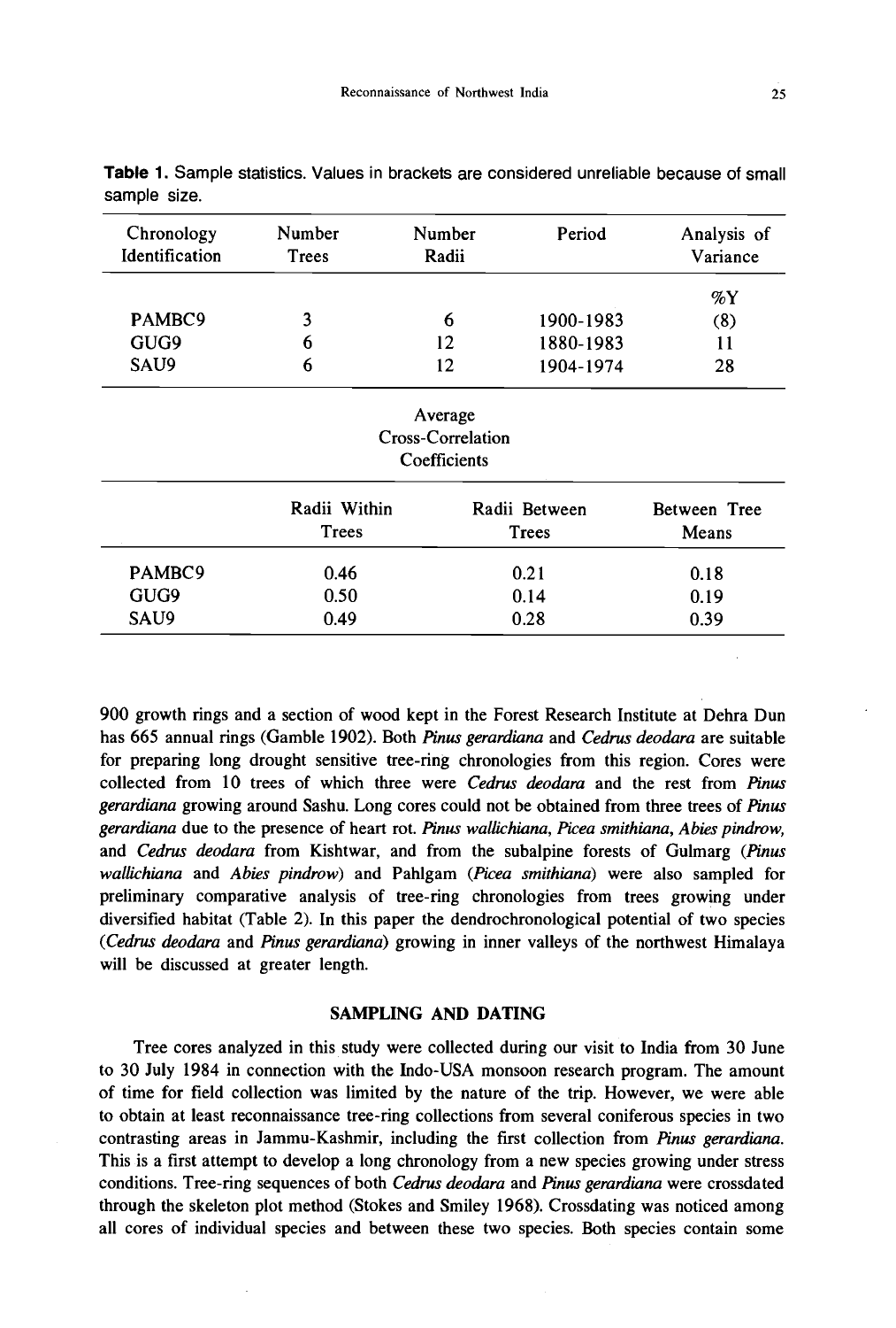**Table 1.** Sample statistics. Values in brackets are considered unreliable because of small sample size.

| Chronology Identification | Number Trees | Number Radii | Period | Analysis of Variance |
|---|---|---|---|---|
| | | | | %Y |
| PAMBC9 | 3 | 6 | 1900-1983 | (8) |
| GUG9 | 6 | 12 | 1880-1983 | 11 |
| SAU9 | 6 | 12 | 1904-1974 | 28 |

Average Cross-Correlation Coefficients

| | Radii Within Trees | Radii Between Trees | Between Tree Means |
|---|---|---|---|
| PAMBC9 | 0.46 | 0.21 | 0.18 |
| GUG9 | 0.50 | 0.14 | 0.19 |
| SAU9 | 0.49 | 0.28 | 0.39 |

900 growth rings and a section of wood kept in the Forest Research Institute at Dehra Dun has 665 annual rings (Gamble 1902). Both *Pinus gerardiana* and *Cedrus deodara* are suitable for preparing long drought sensitive tree-ring chronologies from this region. Cores were collected from 10 trees of which three were *Cedrus deodara* and the rest from *Pinus gerardiana* growing around Sashu. Long cores could not be obtained from three trees of *Pinus gerardiana* due to the presence of heart rot. *Pinus wallichiana, Picea smithiana, Abies pindrow,* and *Cedrus deodara* from Kishtwar, and from the subalpine forests of Gulmarg (*Pinus wallichiana* and *Abies pindrow*) and Pahlgam (*Picea smithiana*) were also sampled for preliminary comparative analysis of tree-ring chronologies from trees growing under diversified habitat (Table 2). In this paper the dendrochronological potential of two species (*Cedrus deodara* and *Pinus gerardiana*) growing in inner valleys of the northwest Himalaya will be discussed at greater length.

## SAMPLING AND DATING

Tree cores analyzed in this study were collected during our visit to India from 30 June to 30 July 1984 in connection with the Indo-USA monsoon research program. The amount of time for field collection was limited by the nature of the trip. However, we were able to obtain at least reconnaissance tree-ring collections from several coniferous species in two contrasting areas in Jammu-Kashmir, including the first collection from *Pinus gerardiana*. This is a first attempt to develop a long chronology from a new species growing under stress conditions. Tree-ring sequences of both *Cedrus deodara* and *Pinus gerardiana* were crossdated through the skeleton plot method (Stokes and Smiley 1968). Crossdating was noticed among all cores of individual species and between these two species. Both species contain some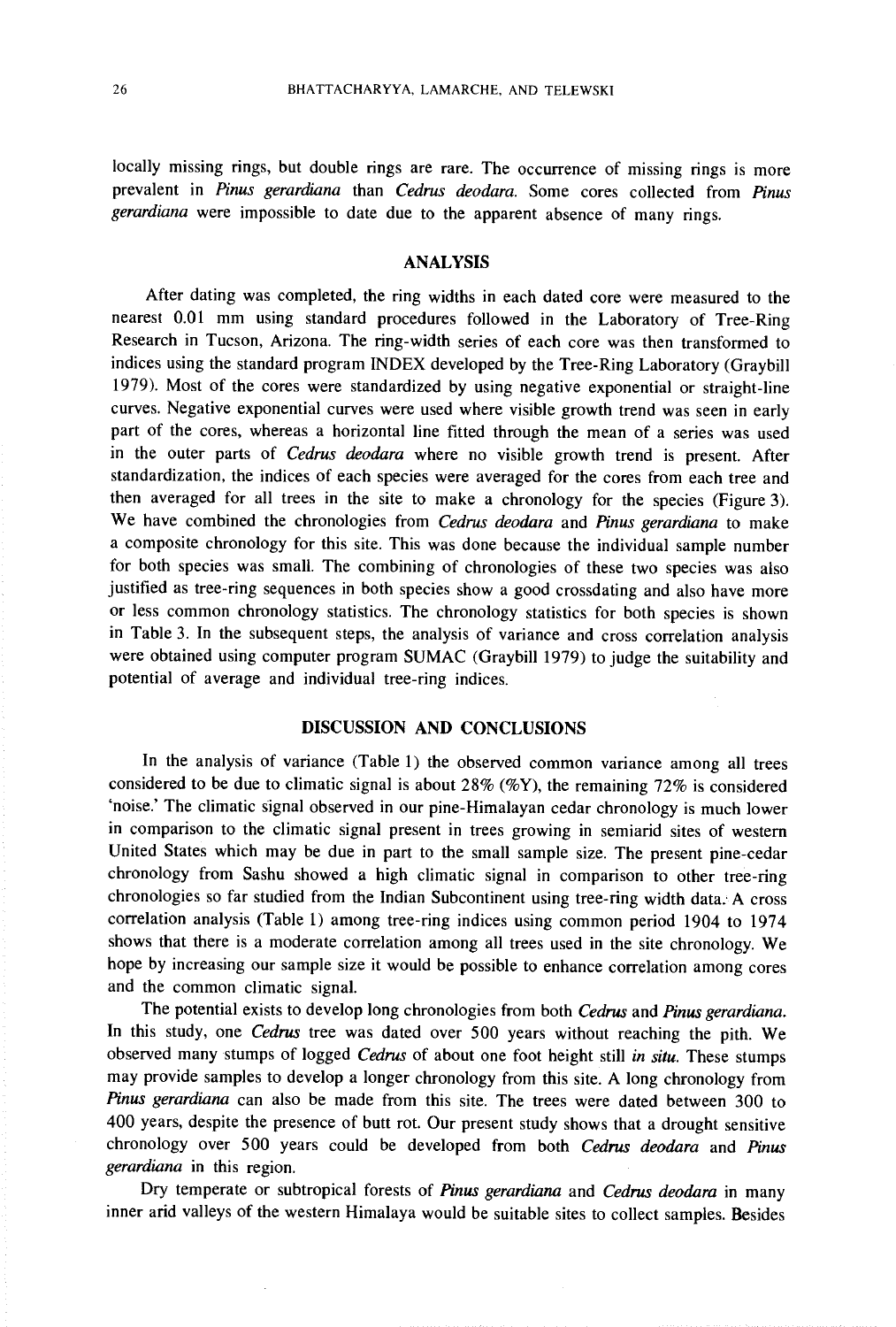locally missing rings, but double rings are rare. The occurrence of missing rings is more prevalent in *Pinus gerardiana* than *Cedrus deodara*. Some cores collected from *Pinus gerardiana* were impossible to date due to the apparent absence of many rings.

## ANALYSIS

After dating was completed, the ring widths in each dated core were measured to the nearest 0.01 mm using standard procedures followed in the Laboratory of Tree-Ring Research in Tucson, Arizona. The ring-width series of each core was then transformed to indices using the standard program INDEX developed by the Tree-Ring Laboratory (Graybill 1979). Most of the cores were standardized by using negative exponential or straight-line curves. Negative exponential curves were used where visible growth trend was seen in early part of the cores, whereas a horizontal line fitted through the mean of a series was used in the outer parts of *Cedrus deodara* where no visible growth trend is present. After standardization, the indices of each species were averaged for the cores from each tree and then averaged for all trees in the site to make a chronology for the species (Figure 3). We have combined the chronologies from *Cedrus deodara* and *Pinus gerardiana* to make a composite chronology for this site. This was done because the individual sample number for both species was small. The combining of chronologies of these two species was also justified as tree-ring sequences in both species show a good crossdating and also have more or less common chronology statistics. The chronology statistics for both species is shown in Table 3. In the subsequent steps, the analysis of variance and cross correlation analysis were obtained using computer program SUMAC (Graybill 1979) to judge the suitability and potential of average and individual tree-ring indices.

## DISCUSSION AND CONCLUSIONS

In the analysis of variance (Table 1) the observed common variance among all trees considered to be due to climatic signal is about 28% (%Y), the remaining 72% is considered 'noise.' The climatic signal observed in our pine-Himalayan cedar chronology is much lower in comparison to the climatic signal present in trees growing in semiarid sites of western United States which may be due in part to the small sample size. The present pine-cedar chronology from Sashu showed a high climatic signal in comparison to other tree-ring chronologies so far studied from the Indian Subcontinent using tree-ring width data. A cross correlation analysis (Table 1) among tree-ring indices using common period 1904 to 1974 shows that there is a moderate correlation among all trees used in the site chronology. We hope by increasing our sample size it would be possible to enhance correlation among cores and the common climatic signal.

The potential exists to develop long chronologies from both *Cedrus* and *Pinus gerardiana*. In this study, one *Cedrus* tree was dated over 500 years without reaching the pith. We observed many stumps of logged *Cedrus* of about one foot height still *in situ*. These stumps may provide samples to develop a longer chronology from this site. A long chronology from *Pinus gerardiana* can also be made from this site. The trees were dated between 300 to 400 years, despite the presence of butt rot. Our present study shows that a drought sensitive chronology over 500 years could be developed from both *Cedrus deodara* and *Pinus gerardiana* in this region.

Dry temperate or subtropical forests of *Pinus gerardiana* and *Cedrus deodara* in many inner arid valleys of the western Himalaya would be suitable sites to collect samples. Besides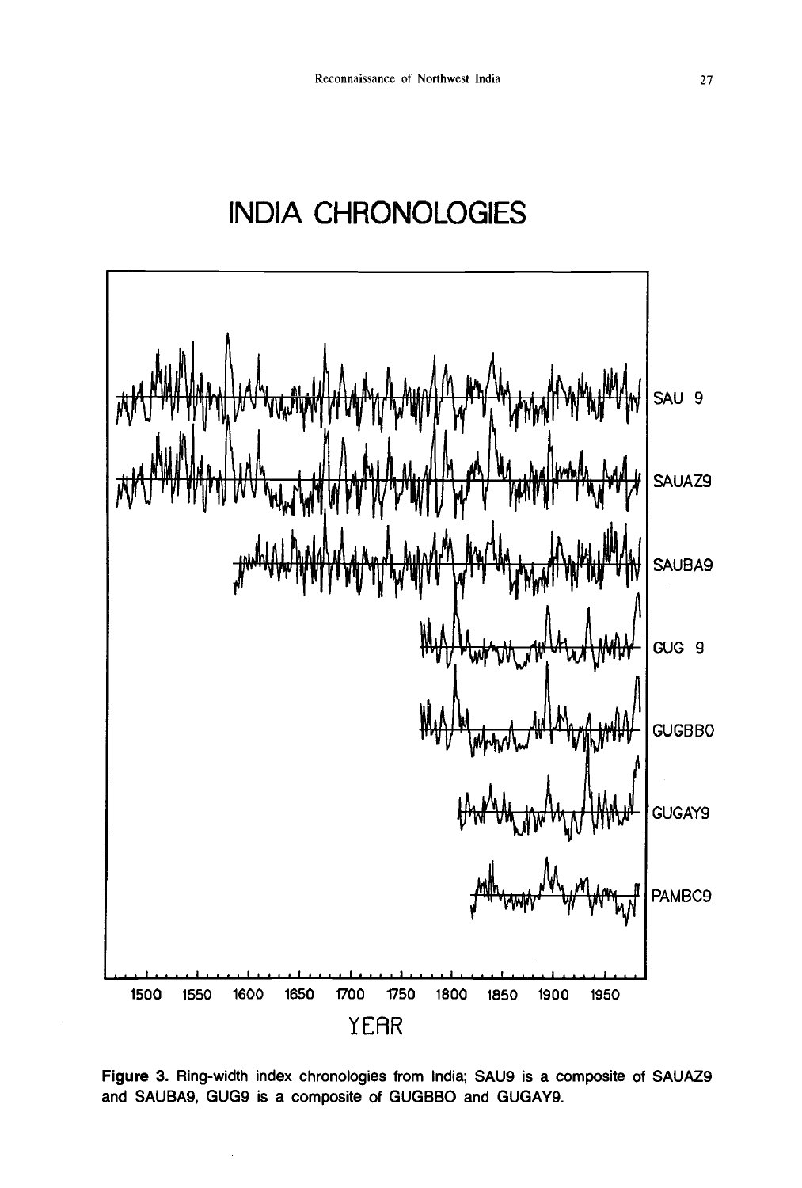Figure 3. Ring-width index chronologies from India; SAU9 is a composite of SAUAZ9 and SAUBA9, GUG9 is a composite of GUGBBO and GUGAY9.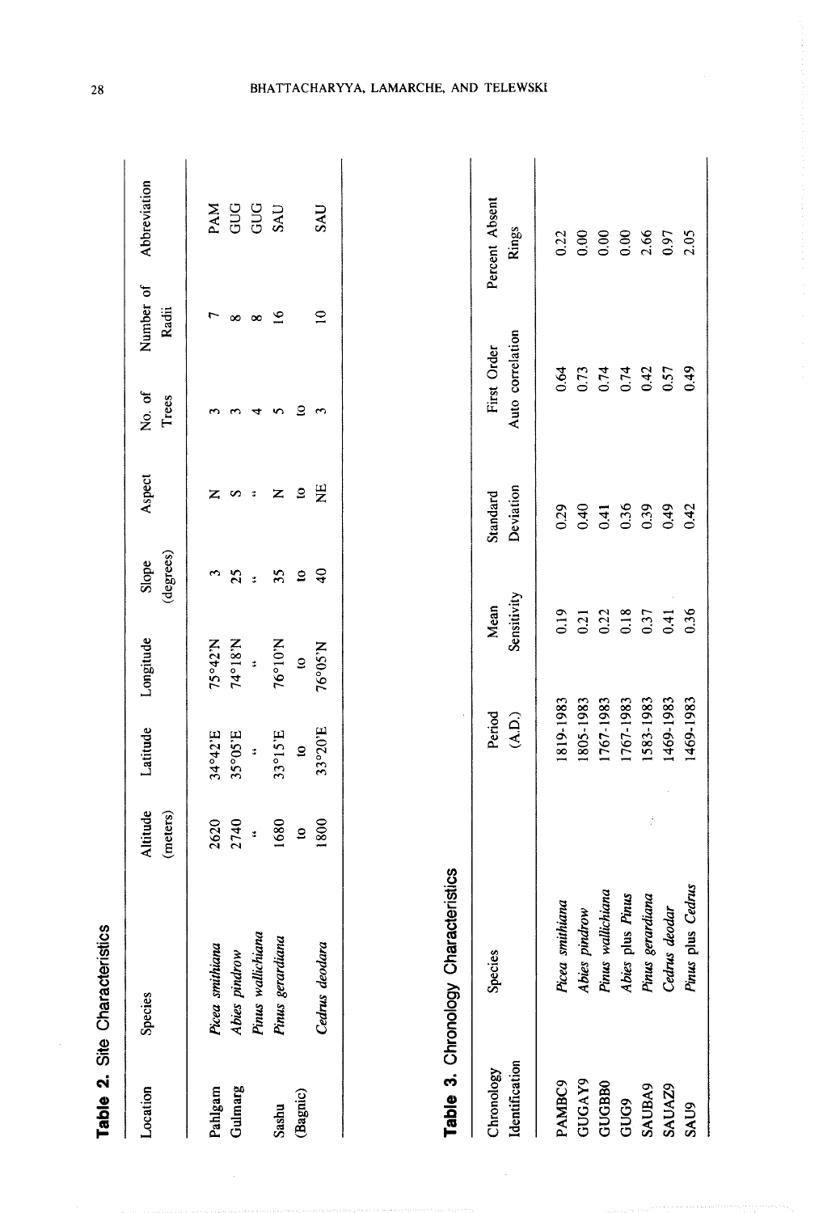**Table 2.** Site Characteristics

| Location | Species | Altitude (meters) | Latitude | Longitude | Slope (degrees) | Aspect | No. of Trees | Number of Radii | Abbreviation |
|---|---|---|---|---|---|---|---|---|---|
| Pahlgam | *Picea smithiana* | 2620 | 34°42'E | 75°42'N | 3 | N | 3 | 7 | PAM |
| Gulmarg | *Abies pindrow* | 2740 | 35°05'E | 74°18'N | 25 | S | 3 | 8 | GUG |
| | *Pinus wallichiana* | " | " | " | " | " | 4 | 8 | GUG |
| Sashu | *Pinus gerardiana* | 1680 | 33°15'E | 76°10'N | 35 | N | 5 | 16 | SAU |
| (Bagnic) | | to | to | to | to | to | to | | |
| | *Cedrus deodara* | 1800 | 33°20'E | 76°05'N | 40 | NE | 3 | 10 | SAU |

**Table 3.** Chronology Characteristics

| Chronology Identification | Species | Period (A.D.) | Mean Sensitivity | Standard Deviation | First Order Auto correlation | Percent Absent Rings |
|---|---|---|---|---|---|---|
| PAMBC9 | *Picea smithiana* | 1819-1983 | 0.19 | 0.29 | 0.64 | 0.22 |
| GUGAY9 | *Abies pindrow* | 1805-1983 | 0.21 | 0.40 | 0.73 | 0.00 |
| GUGBB0 | *Pinus wallichiana* | 1767-1983 | 0.22 | 0.41 | 0.74 | 0.00 |
| GUG9 | *Abies* plus *Pinus* | 1767-1983 | 0.18 | 0.36 | 0.74 | 0.00 |
| SAUBA9 | *Pinus gerardiana* | 1583-1983 | 0.37 | 0.39 | 0.42 | 2.66 |
| SAUAZ9 | *Cedrus deodar* | 1469-1983 | 0.41 | 0.49 | 0.57 | 0.97 |
| SAU9 | *Pinus* plus *Cedrus* | 1469-1983 | 0.36 | 0.42 | 0.49 | 2.05 |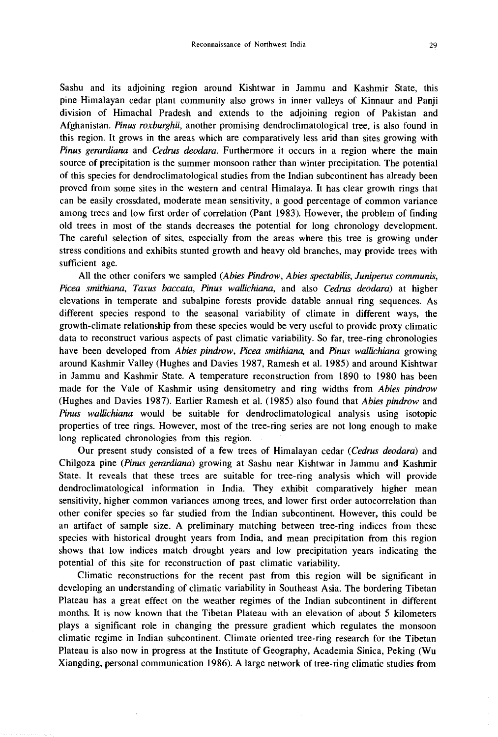Sashu and its adjoining region around Kishtwar in Jammu and Kashmir State, this pine-Himalayan cedar plant community also grows in inner valleys of Kinnaur and Panji division of Himachal Pradesh and extends to the adjoining region of Pakistan and Afghanistan. *Pinus roxburghii*, another promising dendroclimatological tree, is also found in this region. It grows in the areas which are comparatively less arid than sites growing with *Pinus gerardiana* and *Cedrus deodara*. Furthermore it occurs in a region where the main source of precipitation is the summer monsoon rather than winter precipitation. The potential of this species for dendroclimatological studies from the Indian subcontinent has already been proved from some sites in the western and central Himalaya. It has clear growth rings that can be easily crossdated, moderate mean sensitivity, a good percentage of common variance among trees and low first order of correlation (Pant 1983). However, the problem of finding old trees in most of the stands decreases the potential for long chronology development. The careful selection of sites, especially from the areas where this tree is growing under stress conditions and exhibits stunted growth and heavy old branches, may provide trees with sufficient age.

All the other conifers we sampled (*Abies Pindrow*, *Abies spectabilis*, *Juniperus communis*, *Picea smithiana*, *Taxus baccata*, *Pinus wallichiana*, and also *Cedrus deodara*) at higher elevations in temperate and subalpine forests provide datable annual ring sequences. As different species respond to the seasonal variability of climate in different ways, the growth-climate relationship from these species would be very useful to provide proxy climatic data to reconstruct various aspects of past climatic variability. So far, tree-ring chronologies have been developed from *Abies pindrow*, *Picea smithiana*, and *Pinus wallichiana* growing around Kashmir Valley (Hughes and Davies 1987, Ramesh et al. 1985) and around Kishtwar in Jammu and Kashmir State. A temperature reconstruction from 1890 to 1980 has been made for the Vale of Kashmir using densitometry and ring widths from *Abies pindrow* (Hughes and Davies 1987). Earlier Ramesh et al. (1985) also found that *Abies pindrow* and *Pinus wallichiana* would be suitable for dendroclimatological analysis using isotopic properties of tree rings. However, most of the tree-ring series are not long enough to make long replicated chronologies from this region.

Our present study consisted of a few trees of Himalayan cedar (*Cedrus deodara*) and Chilgoza pine (*Pinus gerardiana*) growing at Sashu near Kishtwar in Jammu and Kashmir State. It reveals that these trees are suitable for tree-ring analysis which will provide dendroclimatological information in India. They exhibit comparatively higher mean sensitivity, higher common variances among trees, and lower first order autocorrelation than other conifer species so far studied from the Indian subcontinent. However, this could be an artifact of sample size. A preliminary matching between tree-ring indices from these species with historical drought years from India, and mean precipitation from this region shows that low indices match drought years and low precipitation years indicating the potential of this site for reconstruction of past climatic variability.

Climatic reconstructions for the recent past from this region will be significant in developing an understanding of climatic variability in Southeast Asia. The bordering Tibetan Plateau has a great effect on the weather regimes of the Indian subcontinent in different months. It is now known that the Tibetan Plateau with an elevation of about 5 kilometers plays a significant role in changing the pressure gradient which regulates the monsoon climatic regime in Indian subcontinent. Climate oriented tree-ring research for the Tibetan Plateau is also now in progress at the Institute of Geography, Academia Sinica, Peking (Wu Xiangding, personal communication 1986). A large network of tree-ring climatic studies from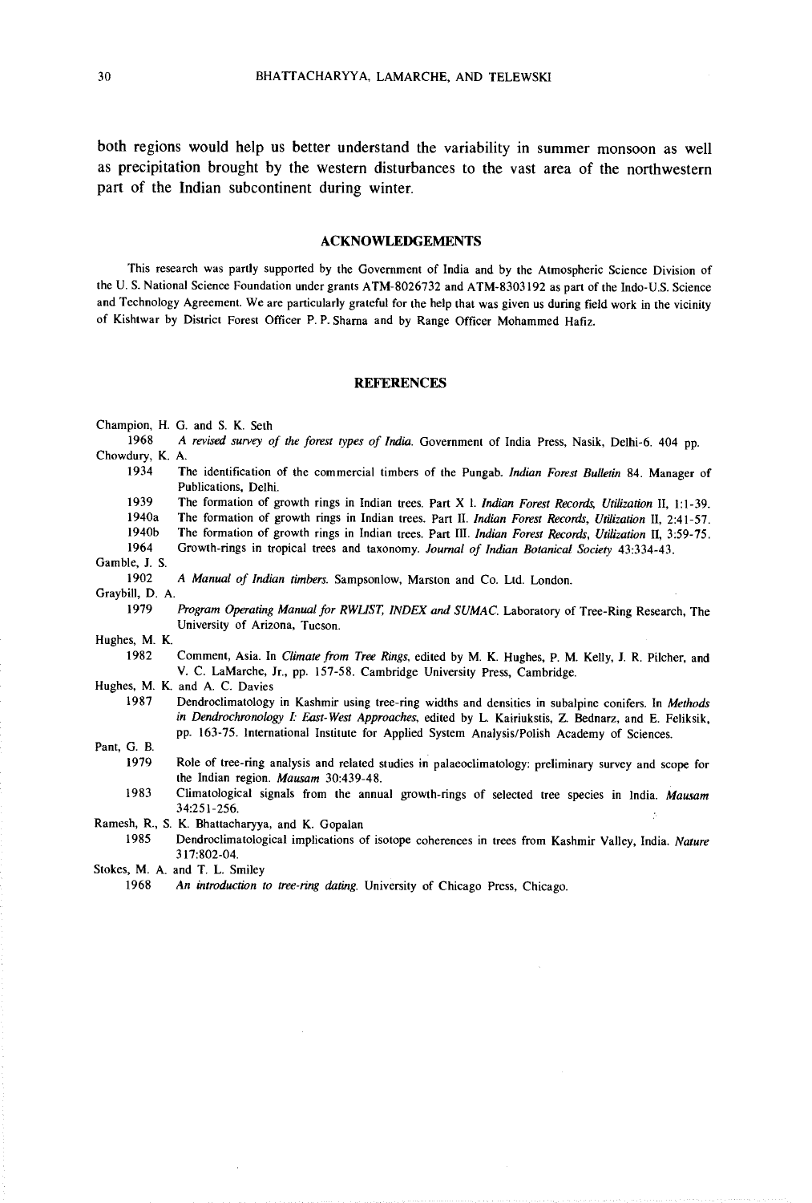both regions would help us better understand the variability in summer monsoon as well as precipitation brought by the western disturbances to the vast area of the northwestern part of the Indian subcontinent during winter.

## ACKNOWLEDGEMENTS

This research was partly supported by the Government of India and by the Atmospheric Science Division of the U. S. National Science Foundation under grants ATM-8026732 and ATM-8303192 as part of the Indo-U.S. Science and Technology Agreement. We are particularly grateful for the help that was given us during field work in the vicinity of Kishtwar by District Forest Officer P. P. Sharna and by Range Officer Mohammed Hafiz.

## REFERENCES

Champion, H. G. and S. K. Seth
- 1968 *A revised survey of the forest types of India.* Government of India Press, Nasik, Delhi-6. 404 pp.

Chowdury, K. A.
- 1934 The identification of the commercial timbers of the Pungab. *Indian Forest Bulletin* 84. Manager of Publications, Delhi.
- 1939 The formation of growth rings in Indian trees. Part X I. *Indian Forest Records, Utilization* II, 1:1-39.
- 1940a The formation of growth rings in Indian trees. Part II. *Indian Forest Records, Utilization* II, 2:41-57.
- 1940b The formation of growth rings in Indian trees. Part III. *Indian Forest Records, Utilization* II, 3:59-75.
- 1964 Growth-rings in tropical trees and taxonomy. *Journal of Indian Botanical Society* 43:334-43.

Gamble, J. S.
- 1902 *A Manual of Indian timbers.* Sampsonlow, Marston and Co. Ltd. London.

Graybill, D. A.
- 1979 *Program Operating Manual for RWLIST, INDEX and SUMAC.* Laboratory of Tree-Ring Research, The University of Arizona, Tucson.

Hughes, M. K.
- 1982 Comment, Asia. In *Climate from Tree Rings*, edited by M. K. Hughes, P. M. Kelly, J. R. Pilcher, and V. C. LaMarche, Jr., pp. 157-58. Cambridge University Press, Cambridge.

Hughes, M. K. and A. C. Davies
- 1987 Dendroclimatology in Kashmir using tree-ring widths and densities in subalpine conifers. In *Methods in Dendrochronology I: East-West Approaches*, edited by L. Kairiukstis, Z. Bednarz, and E. Feliksik, pp. 163-75. International Institute for Applied System Analysis/Polish Academy of Sciences.

Pant, G. B.
- 1979 Role of tree-ring analysis and related studies in palaeoclimatology: preliminary survey and scope for the Indian region. *Mausam* 30:439-48.
- 1983 Climatological signals from the annual growth-rings of selected tree species in India. *Mausam* 34:251-256.

Ramesh, R., S. K. Bhattacharyya, and K. Gopalan
- 1985 Dendroclimatological implications of isotope coherences in trees from Kashmir Valley, India. *Nature* 317:802-04.

Stokes, M. A. and T. L. Smiley
- 1968 *An introduction to tree-ring dating.* University of Chicago Press, Chicago.